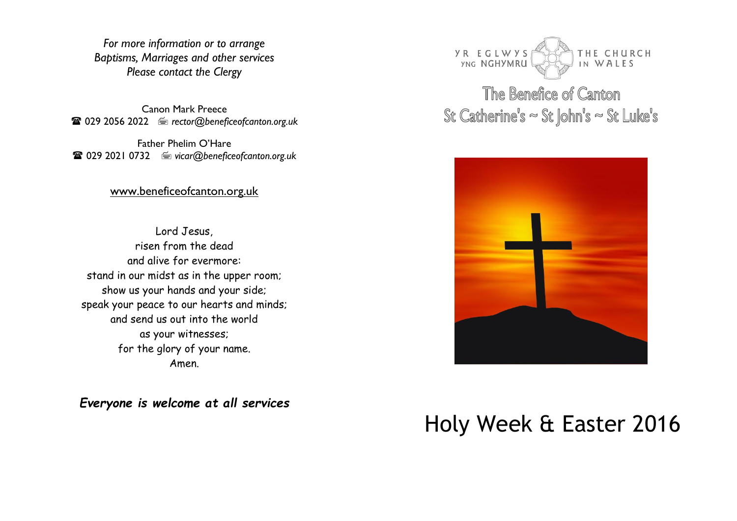*For more information or to arrange*
*Baptisms, Marriages and other services*
*Please contact the Clergy*

Canon Mark Preece
☎ 029 2056 2022 &nbsp; *rector@beneficeofcanton.org.uk*

Father Phelim O'Hare
☎ 029 2021 0732 &nbsp; *vicar@beneficeofcanton.org.uk*

www.beneficeofcanton.org.uk

Lord Jesus,
risen from the dead
and alive for evermore:
stand in our midst as in the upper room;
show us your hands and your side;
speak your peace to our hearts and minds;
and send us out into the world
as your witnesses;
for the glory of your name.
Amen.

***Everyone is welcome at all services***

YR EGLWYS YNG NGHYMRU &nbsp; THE CHURCH IN WALES

## The Benefice of Canton

## St Catherine's ~ St John's ~ St Luke's

# Holy Week & Easter 2016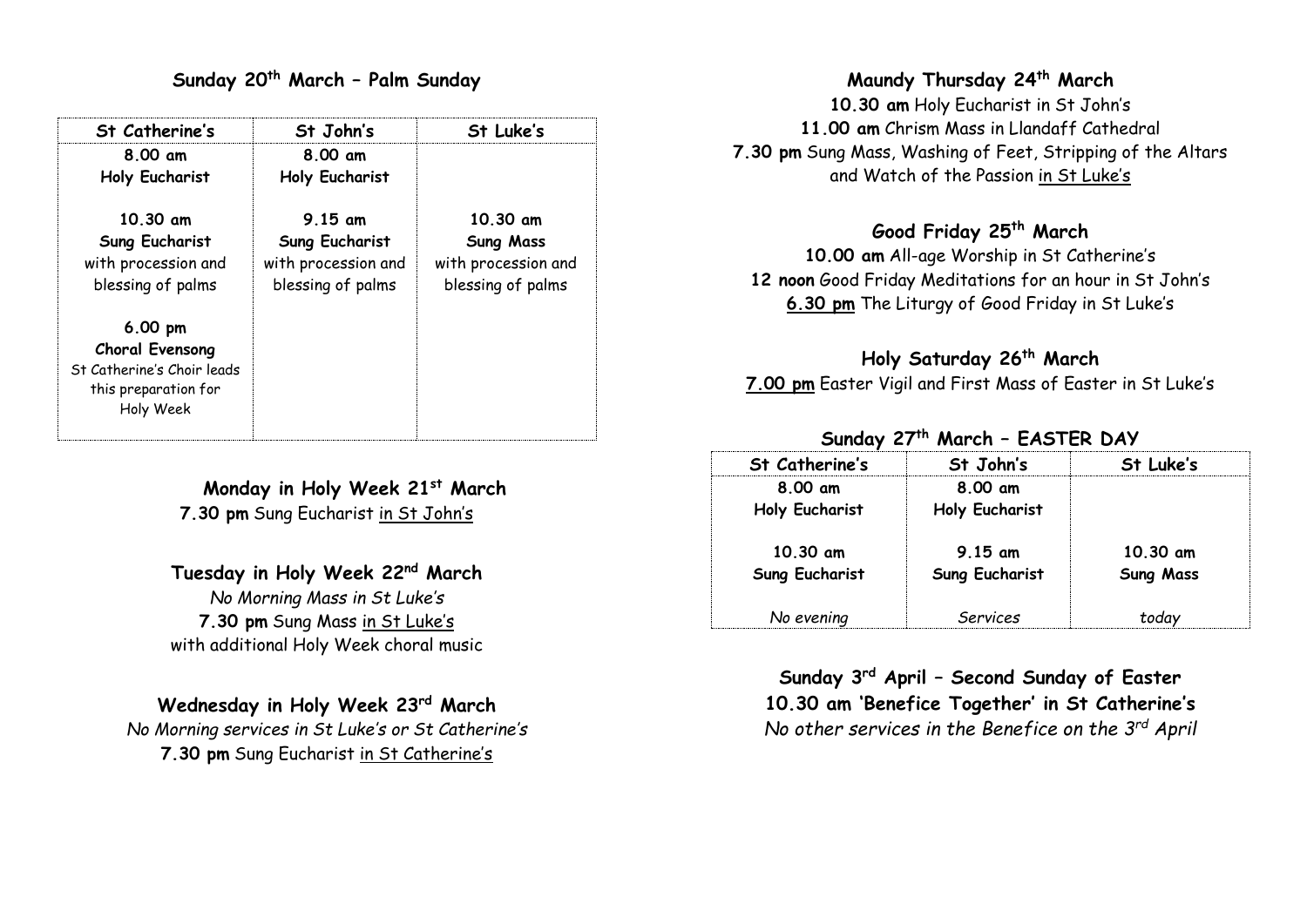## Sunday 20th March – Palm Sunday

| St Catherine's | St John's | St Luke's |
|---|---|---|
| **8.00 am**<br>**Holy Eucharist** | **8.00 am**<br>**Holy Eucharist** | |
| **10.30 am**<br>**Sung Eucharist**<br>with procession and blessing of palms | **9.15 am**<br>**Sung Eucharist**<br>with procession and blessing of palms | **10.30 am**<br>**Sung Mass**<br>with procession and blessing of palms |
| **6.00 pm**<br>**Choral Evensong**<br>St Catherine's Choir leads this preparation for Holy Week | | |

### Monday in Holy Week 21st March

**7.30 pm** Sung Eucharist in St John's

### Tuesday in Holy Week 22nd March

*No Morning Mass in St Luke's*
**7.30 pm** Sung Mass in St Luke's
with additional Holy Week choral music

### Wednesday in Holy Week 23rd March

*No Morning services in St Luke's or St Catherine's*
**7.30 pm** Sung Eucharist in St Catherine's

### Maundy Thursday 24th March

**10.30 am** Holy Eucharist in St John's
**11.00 am** Chrism Mass in Llandaff Cathedral
**7.30 pm** Sung Mass, Washing of Feet, Stripping of the Altars and Watch of the Passion in St Luke's

### Good Friday 25th March

**10.00 am** All-age Worship in St Catherine's
**12 noon** Good Friday Meditations for an hour in St John's
**6.30 pm** The Liturgy of Good Friday in St Luke's

### Holy Saturday 26th March

**7.00 pm** Easter Vigil and First Mass of Easter in St Luke's

## Sunday 27th March – EASTER DAY

| St Catherine's | St John's | St Luke's |
|---|---|---|
| **8.00 am**<br>**Holy Eucharist** | **8.00 am**<br>**Holy Eucharist** | |
| **10.30 am**<br>**Sung Eucharist** | **9.15 am**<br>**Sung Eucharist** | **10.30 am**<br>**Sung Mass** |
| *No evening* | *Services* | *today* |

### Sunday 3rd April – Second Sunday of Easter

**10.30 am 'Benefice Together' in St Catherine's**
*No other services in the Benefice on the 3rd April*